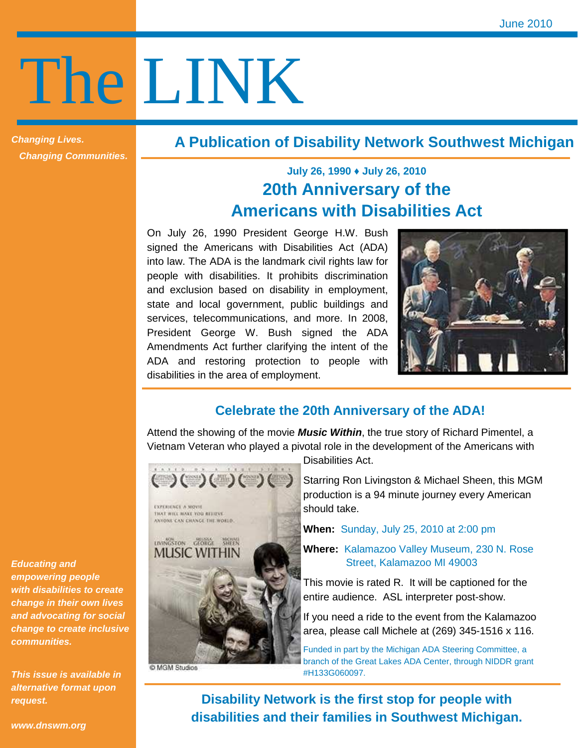June 2010

# The LINK

*Changing Lives.*
*Changing Communities.*

## A Publication of Disability Network Southwest Michigan

**July 26, 1990 ♦ July 26, 2010**

## 20th Anniversary of the Americans with Disabilities Act

On July 26, 1990 President George H.W. Bush signed the Americans with Disabilities Act (ADA) into law. The ADA is the landmark civil rights law for people with disabilities. It prohibits discrimination and exclusion based on disability in employment, state and local government, public buildings and services, telecommunications, and more. In 2008, President George W. Bush signed the ADA Amendments Act further clarifying the intent of the ADA and restoring protection to people with disabilities in the area of employment.

## Celebrate the 20th Anniversary of the ADA!

Attend the showing of the movie ***Music Within***, the true story of Richard Pimentel, a Vietnam Veteran who played a pivotal role in the development of the Americans with Disabilities Act.

© MGM Studios

Starring Ron Livingston & Michael Sheen, this MGM production is a 94 minute journey every American should take.

**When:** Sunday, July 25, 2010 at 2:00 pm

**Where:** Kalamazoo Valley Museum, 230 N. Rose Street, Kalamazoo MI 49003

This movie is rated R. It will be captioned for the entire audience. ASL interpreter post-show.

If you need a ride to the event from the Kalamazoo area, please call Michele at (269) 345-1516 x 116.

Funded in part by the Michigan ADA Steering Committee, a branch of the Great Lakes ADA Center, through NIDDR grant #H133G060097.

**Disability Network is the first stop for people with disabilities and their families in Southwest Michigan.**

*Educating and empowering people with disabilities to create change in their own lives and advocating for social change to create inclusive communities.*

*This issue is available in alternative format upon request.*

*www.dnswm.org*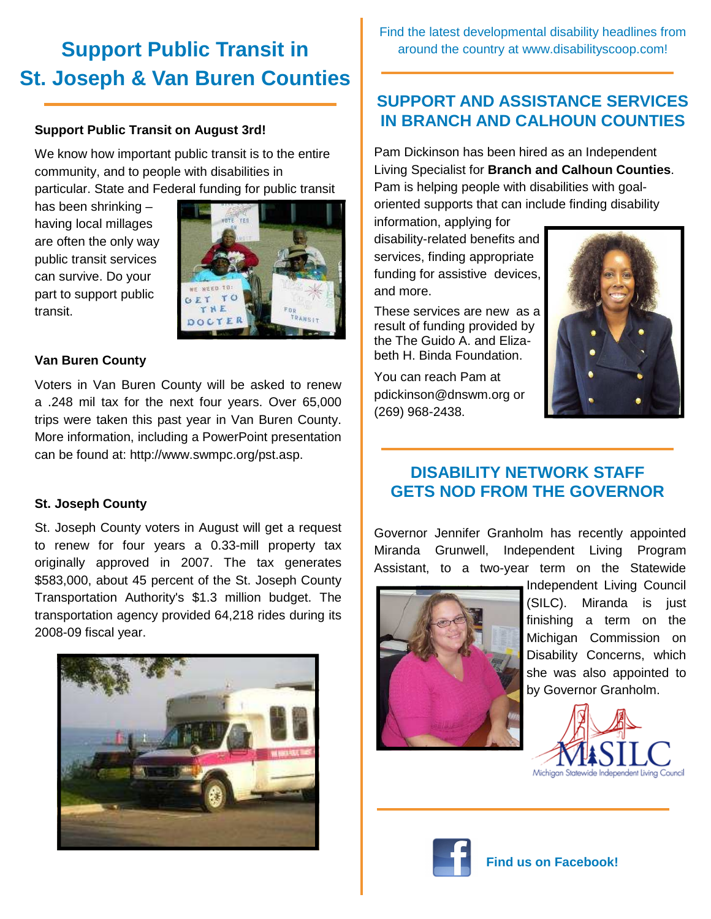# Support Public Transit in St. Joseph & Van Buren Counties

**Support Public Transit on August 3rd!**

We know how important public transit is to the entire community, and to people with disabilities in particular. State and Federal funding for public transit has been shrinking – having local millages are often the only way public transit services can survive. Do your part to support public transit.

**Van Buren County**

Voters in Van Buren County will be asked to renew a .248 mil tax for the next four years. Over 65,000 trips were taken this past year in Van Buren County. More information, including a PowerPoint presentation can be found at: http://www.swmpc.org/pst.asp.

**St. Joseph County**

St. Joseph County voters in August will get a request to renew for four years a 0.33-mill property tax originally approved in 2007. The tax generates $583,000, about 45 percent of the St. Joseph County Transportation Authority's $1.3 million budget. The transportation agency provided 64,218 rides during its 2008-09 fiscal year.

Find the latest developmental disability headlines from around the country at www.disabilityscoop.com!

## SUPPORT AND ASSISTANCE SERVICES IN BRANCH AND CALHOUN COUNTIES

Pam Dickinson has been hired as an Independent Living Specialist for **Branch and Calhoun Counties**. Pam is helping people with disabilities with goal-oriented supports that can include finding disability information, applying for disability-related benefits and services, finding appropriate funding for assistive devices, and more.

These services are new as a result of funding provided by the The Guido A. and Elizabeth H. Binda Foundation.

You can reach Pam at pdickinson@dnswm.org or (269) 968-2438.

## DISABILITY NETWORK STAFF GETS NOD FROM THE GOVERNOR

Governor Jennifer Granholm has recently appointed Miranda Grunwell, Independent Living Program Assistant, to a two-year term on the Statewide Independent Living Council (SILC). Miranda is just finishing a term on the Michigan Commission on Disability Concerns, which she was also appointed to by Governor Granholm.

MiSILC
Michigan Statewide Independent Living Council

**Find us on Facebook!**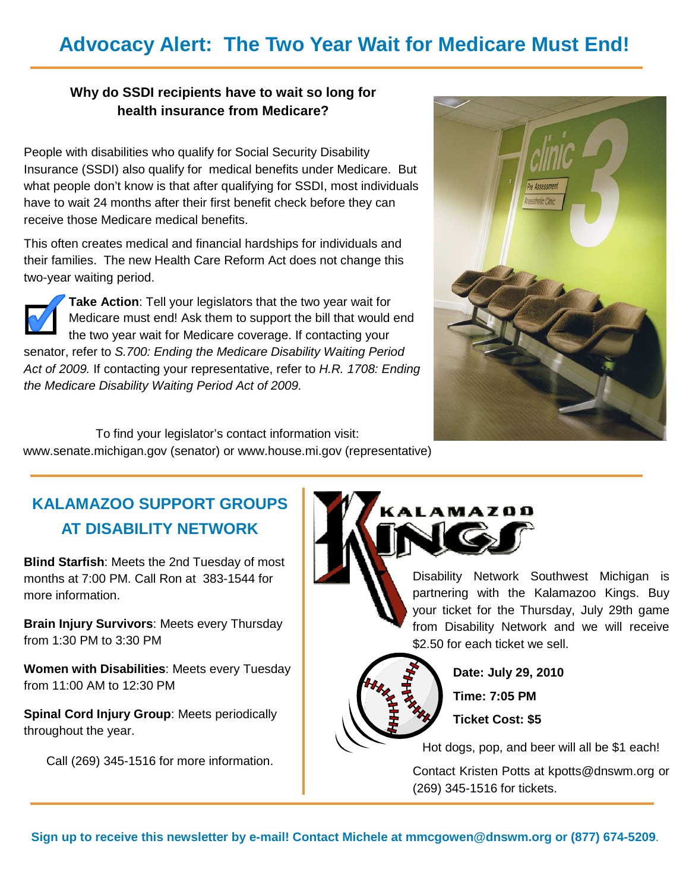# Advocacy Alert: The Two Year Wait for Medicare Must End!

**Why do SSDI recipients have to wait so long for health insurance from Medicare?**

People with disabilities who qualify for Social Security Disability Insurance (SSDI) also qualify for medical benefits under Medicare. But what people don't know is that after qualifying for SSDI, most individuals have to wait 24 months after their first benefit check before they can receive those Medicare medical benefits.

This often creates medical and financial hardships for individuals and their families. The new Health Care Reform Act does not change this two-year waiting period.

**Take Action**: Tell your legislators that the two year wait for Medicare must end! Ask them to support the bill that would end the two year wait for Medicare coverage. If contacting your senator, refer to *S.700: Ending the Medicare Disability Waiting Period Act of 2009.* If contacting your representative, refer to *H.R. 1708: Ending the Medicare Disability Waiting Period Act of 2009.*

To find your legislator's contact information visit: www.senate.michigan.gov (senator) or www.house.mi.gov (representative)

## KALAMAZOO SUPPORT GROUPS AT DISABILITY NETWORK

**Blind Starfish**: Meets the 2nd Tuesday of most months at 7:00 PM. Call Ron at 383-1544 for more information.

**Brain Injury Survivors**: Meets every Thursday from 1:30 PM to 3:30 PM

**Women with Disabilities**: Meets every Tuesday from 11:00 AM to 12:30 PM

**Spinal Cord Injury Group**: Meets periodically throughout the year.

Call (269) 345-1516 for more information.

## KALAMAZOO KINGS

Disability Network Southwest Michigan is partnering with the Kalamazoo Kings. Buy your ticket for the Thursday, July 29th game from Disability Network and we will receive $2.50 for each ticket we sell.

**Date: July 29, 2010**

**Time: 7:05 PM**

**Ticket Cost: $5**

Hot dogs, pop, and beer will all be $1 each!

Contact Kristen Potts at kpotts@dnswm.org or (269) 345-1516 for tickets.

**Sign up to receive this newsletter by e-mail! Contact Michele at mmcgowen@dnswm.org or (877) 674-5209.**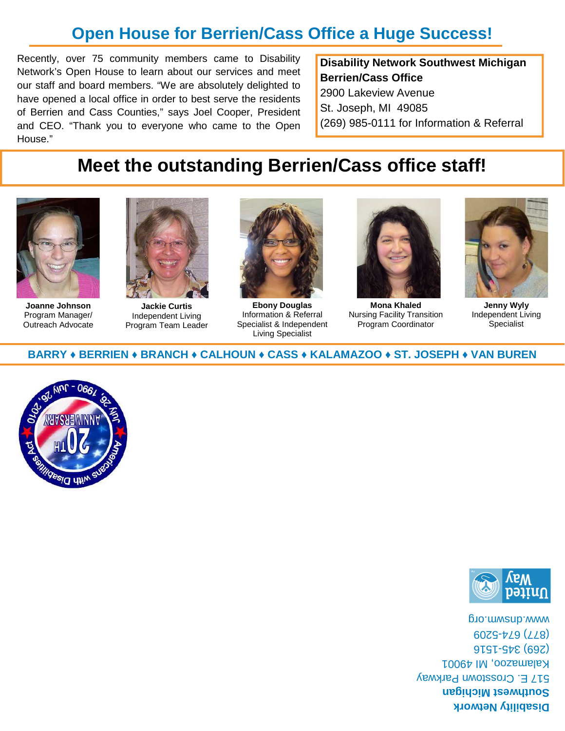## Open House for Berrien/Cass Office a Huge Success!

Recently, over 75 community members came to Disability Network's Open House to learn about our services and meet our staff and board members. "We are absolutely delighted to have opened a local office in order to best serve the residents of Berrien and Cass Counties," says Joel Cooper, President and CEO. "Thank you to everyone who came to the Open House."

**Disability Network Southwest Michigan**
**Berrien/Cass Office**
2900 Lakeview Avenue
St. Joseph, MI 49085
(269) 985-0111 for Information & Referral

## Meet the outstanding Berrien/Cass office staff!

**Joanne Johnson**
Program Manager/
Outreach Advocate

**Jackie Curtis**
Independent Living
Program Team Leader

**Ebony Douglas**
Information & Referral
Specialist & Independent
Living Specialist

**Mona Khaled**
Nursing Facility Transition
Program Coordinator

**Jenny Wyly**
Independent Living
Specialist

**BARRY ♦ BERRIEN ♦ BRANCH ♦ CALHOUN ♦ CASS ♦ KALAMAZOO ♦ ST. JOSEPH ♦ VAN BUREN**

July 26, 1990 - July 26, 2010
20TH ANNIVERSARY
Americans with Disabilities Act

United Way

**Disability Network**
**Southwest Michigan**
517 E. Crosstown Parkway
Kalamazoo, MI 49001
(269) 345-1516
(877) 674-5209
www.dnswm.org